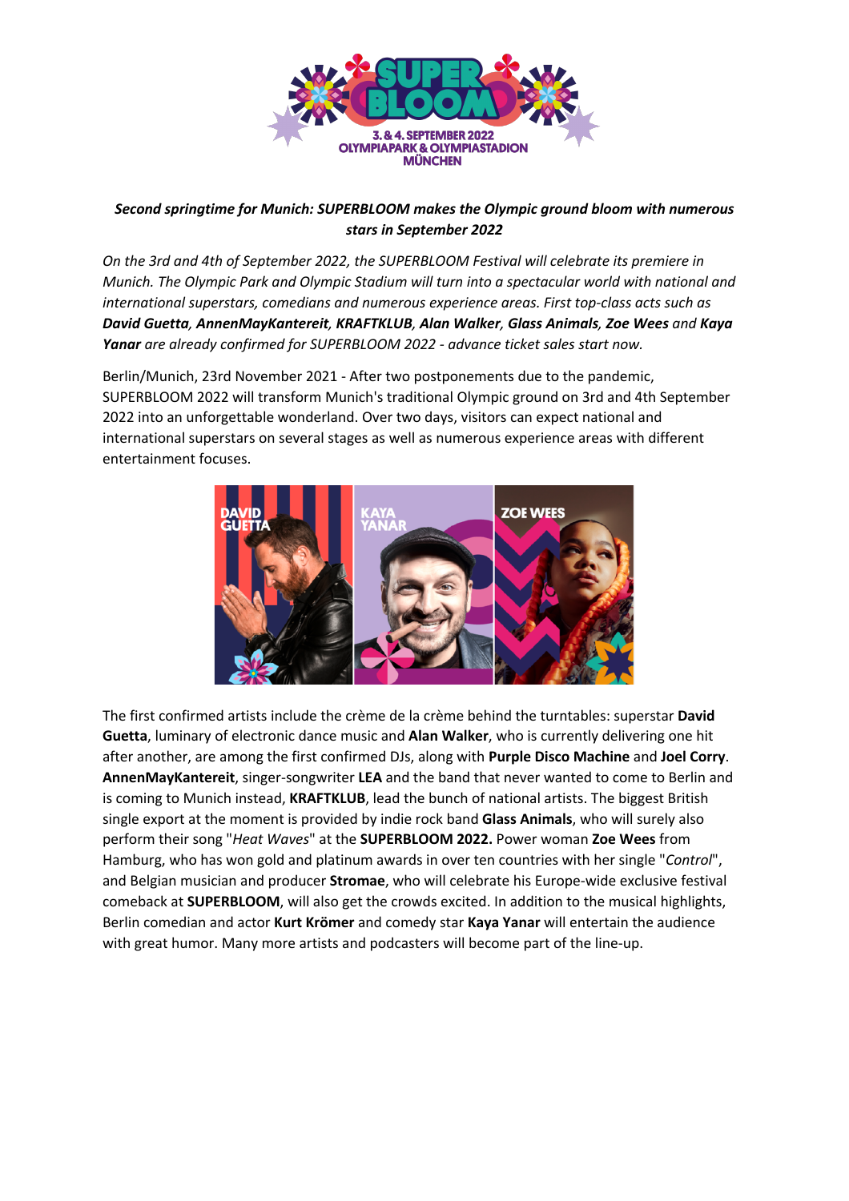***Second springtime for Munich: SUPERBLOOM makes the Olympic ground bloom with numerous stars in September 2022***

*On the 3rd and 4th of September 2022, the SUPERBLOOM Festival will celebrate its premiere in Munich. The Olympic Park and Olympic Stadium will turn into a spectacular world with national and international superstars, comedians and numerous experience areas. First top-class acts such as **David Guetta**, **AnnenMayKantereit**, **KRAFTKLUB**, **Alan Walker**, **Glass Animals**, **Zoe Wees** and **Kaya Yanar** are already confirmed for SUPERBLOOM 2022 - advance ticket sales start now.*

Berlin/Munich, 23rd November 2021 - After two postponements due to the pandemic, SUPERBLOOM 2022 will transform Munich's traditional Olympic ground on 3rd and 4th September 2022 into an unforgettable wonderland. Over two days, visitors can expect national and international superstars on several stages as well as numerous experience areas with different entertainment focuses.

The first confirmed artists include the crème de la crème behind the turntables: superstar **David Guetta**, luminary of electronic dance music and **Alan Walker**, who is currently delivering one hit after another, are among the first confirmed DJs, along with **Purple Disco Machine** and **Joel Corry**. **AnnenMayKantereit**, singer-songwriter **LEA** and the band that never wanted to come to Berlin and is coming to Munich instead, **KRAFTKLUB**, lead the bunch of national artists. The biggest British single export at the moment is provided by indie rock band **Glass Animals**, who will surely also perform their song "*Heat Waves*" at the **SUPERBLOOM 2022.** Power woman **Zoe Wees** from Hamburg, who has won gold and platinum awards in over ten countries with her single "*Control*", and Belgian musician and producer **Stromae**, who will celebrate his Europe-wide exclusive festival comeback at **SUPERBLOOM**, will also get the crowds excited. In addition to the musical highlights, Berlin comedian and actor **Kurt Krömer** and comedy star **Kaya Yanar** will entertain the audience with great humor. Many more artists and podcasters will become part of the line-up.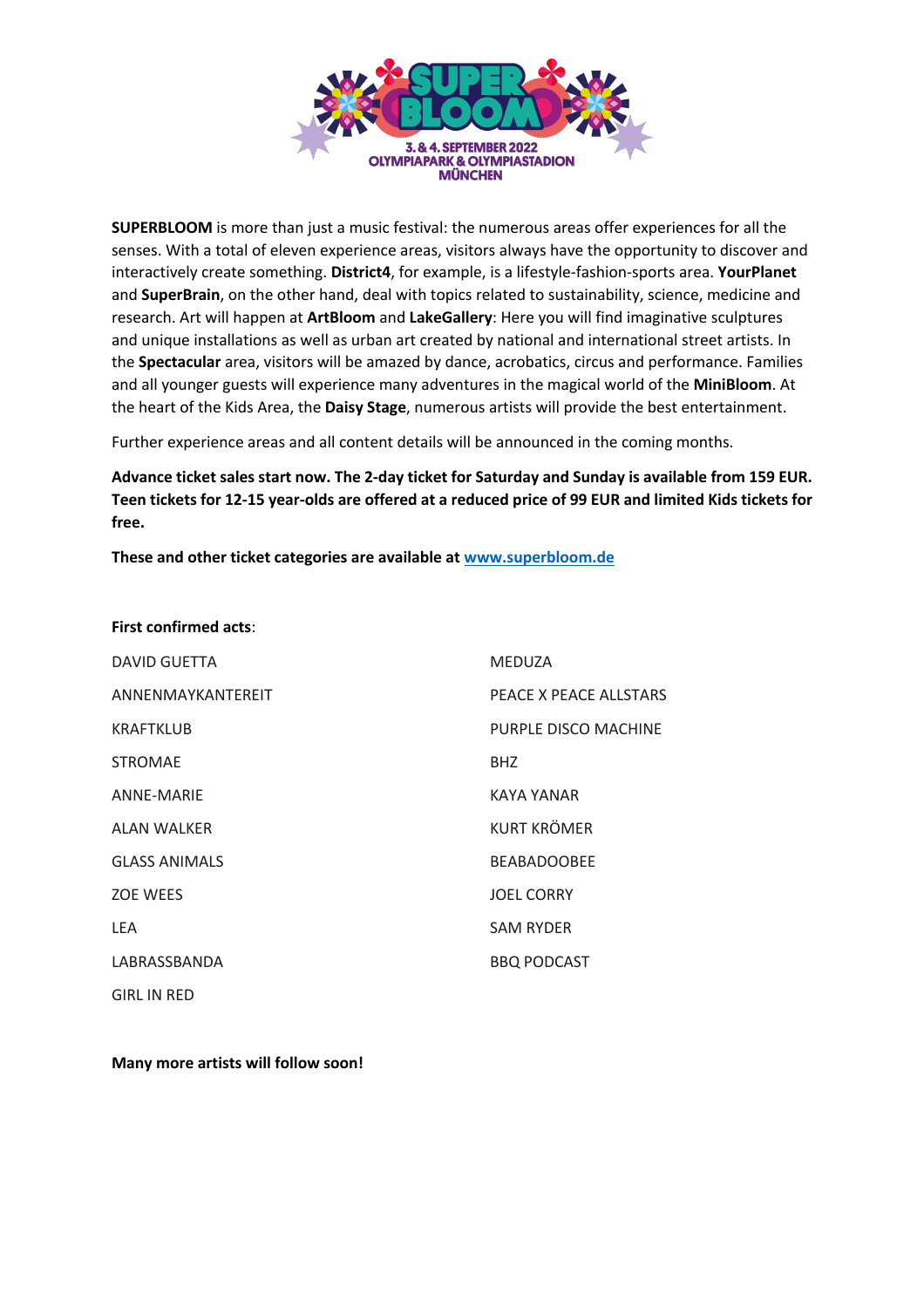SUPERBLOOM
3. & 4. SEPTEMBER 2022
OLYMPIAPARK & OLYMPIASTADION
MÜNCHEN

**SUPERBLOOM** is more than just a music festival: the numerous areas offer experiences for all the senses. With a total of eleven experience areas, visitors always have the opportunity to discover and interactively create something. **District4**, for example, is a lifestyle-fashion-sports area. **YourPlanet** and **SuperBrain**, on the other hand, deal with topics related to sustainability, science, medicine and research. Art will happen at **ArtBloom** and **LakeGallery**: Here you will find imaginative sculptures and unique installations as well as urban art created by national and international street artists. In the **Spectacular** area, visitors will be amazed by dance, acrobatics, circus and performance. Families and all younger guests will experience many adventures in the magical world of the **MiniBloom**. At the heart of the Kids Area, the **Daisy Stage**, numerous artists will provide the best entertainment.

Further experience areas and all content details will be announced in the coming months.

**Advance ticket sales start now. The 2-day ticket for Saturday and Sunday is available from 159 EUR. Teen tickets for 12-15 year-olds are offered at a reduced price of 99 EUR and limited Kids tickets for free.**

**These and other ticket categories are available at [www.superbloom.de](http://www.superbloom.de)**

**First confirmed acts**:

DAVID GUETTA
ANNENMAYKANTEREIT
KRAFTKLUB
STROMAE
ANNE-MARIE
ALAN WALKER
GLASS ANIMALS
ZOE WEES
LEA
LABRASSBANDA
GIRL IN RED
MEDUZA
PEACE X PEACE ALLSTARS
PURPLE DISCO MACHINE
BHZ
KAYA YANAR
KURT KRÖMER
BEABADOOBEE
JOEL CORRY
SAM RYDER
BBQ PODCAST

**Many more artists will follow soon!**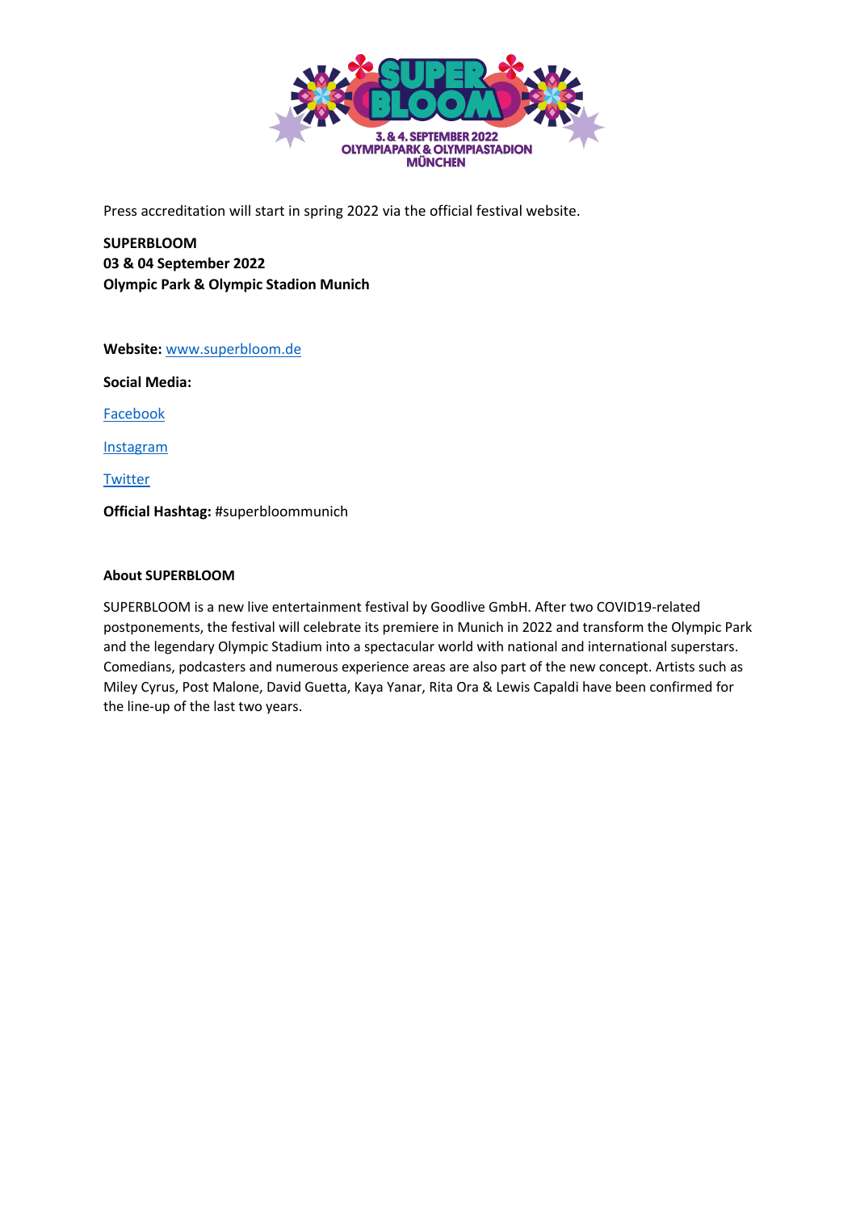Press accreditation will start in spring 2022 via the official festival website.

**SUPERBLOOM**
**03 & 04 September 2022**
**Olympic Park & Olympic Stadion Munich**

**Website:** [www.superbloom.de](www.superbloom.de)

**Social Media:**

Facebook

Instagram

Twitter

**Official Hashtag:** #superbloommunich

**About SUPERBLOOM**

SUPERBLOOM is a new live entertainment festival by Goodlive GmbH. After two COVID19-related postponements, the festival will celebrate its premiere in Munich in 2022 and transform the Olympic Park and the legendary Olympic Stadium into a spectacular world with national and international superstars. Comedians, podcasters and numerous experience areas are also part of the new concept. Artists such as Miley Cyrus, Post Malone, David Guetta, Kaya Yanar, Rita Ora & Lewis Capaldi have been confirmed for the line-up of the last two years.